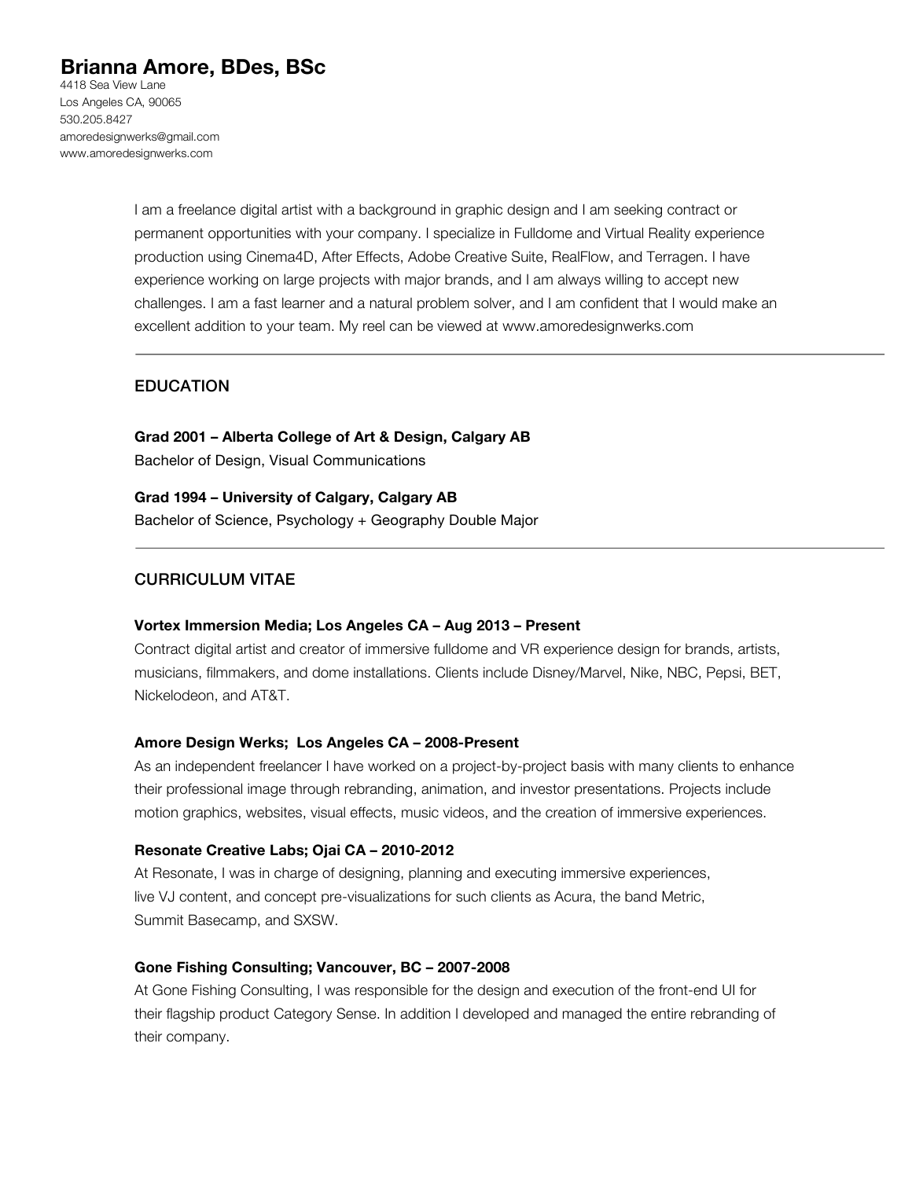# Brianna Amore, BDes, BSc

4418 Sea View Lane
Los Angeles CA, 90065
530.205.8427
amoredesignwerks@gmail.com
www.amoredesignwerks.com

I am a freelance digital artist with a background in graphic design and I am seeking contract or permanent opportunities with your company. I specialize in Fulldome and Virtual Reality experience production using Cinema4D, After Effects, Adobe Creative Suite, RealFlow, and Terragen. I have experience working on large projects with major brands, and I am always willing to accept new challenges. I am a fast learner and a natural problem solver, and I am confident that I would make an excellent addition to your team. My reel can be viewed at www.amoredesignwerks.com

---

## EDUCATION

**Grad 2001 – Alberta College of Art & Design, Calgary AB**
Bachelor of Design, Visual Communications

**Grad 1994 – University of Calgary, Calgary AB**
Bachelor of Science, Psychology + Geography Double Major

---

## CURRICULUM VITAE

**Vortex Immersion Media; Los Angeles CA – Aug 2013 – Present**
Contract digital artist and creator of immersive fulldome and VR experience design for brands, artists, musicians, filmmakers, and dome installations. Clients include Disney/Marvel, Nike, NBC, Pepsi, BET, Nickelodeon, and AT&T.

**Amore Design Werks; Los Angeles CA – 2008-Present**
As an independent freelancer I have worked on a project-by-project basis with many clients to enhance their professional image through rebranding, animation, and investor presentations. Projects include motion graphics, websites, visual effects, music videos, and the creation of immersive experiences.

**Resonate Creative Labs; Ojai CA – 2010-2012**
At Resonate, I was in charge of designing, planning and executing immersive experiences, live VJ content, and concept pre-visualizations for such clients as Acura, the band Metric, Summit Basecamp, and SXSW.

**Gone Fishing Consulting; Vancouver, BC – 2007-2008**
At Gone Fishing Consulting, I was responsible for the design and execution of the front-end UI for their flagship product Category Sense. In addition I developed and managed the entire rebranding of their company.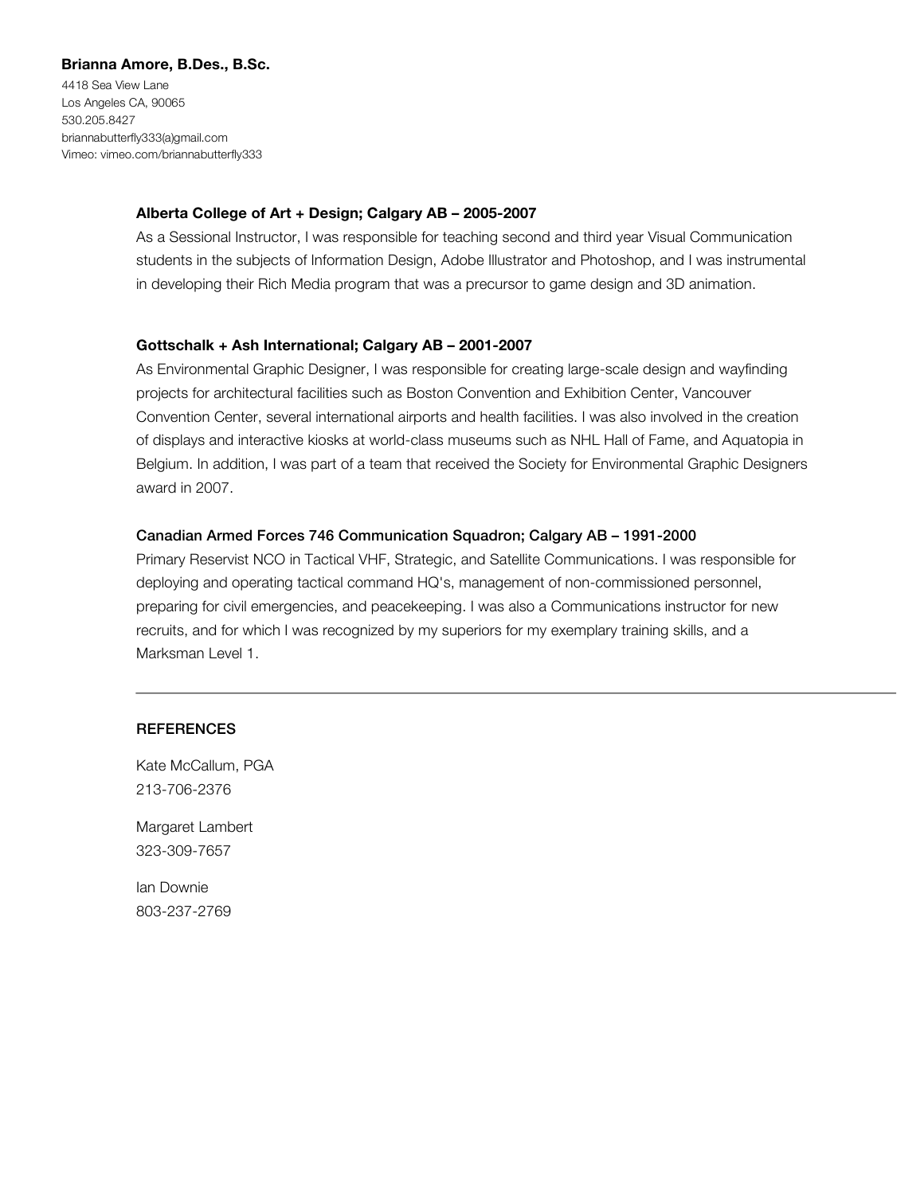**Brianna Amore, B.Des., B.Sc.**
4418 Sea View Lane
Los Angeles CA, 90065
530.205.8427
briannabutterfly333(a)gmail.com
Vimeo: vimeo.com/briannabutterfly333

**Alberta College of Art + Design; Calgary AB – 2005-2007**

As a Sessional Instructor, I was responsible for teaching second and third year Visual Communication students in the subjects of Information Design, Adobe Illustrator and Photoshop, and I was instrumental in developing their Rich Media program that was a precursor to game design and 3D animation.

**Gottschalk + Ash International; Calgary AB – 2001-2007**

As Environmental Graphic Designer, I was responsible for creating large-scale design and wayfinding projects for architectural facilities such as Boston Convention and Exhibition Center, Vancouver Convention Center, several international airports and health facilities. I was also involved in the creation of displays and interactive kiosks at world-class museums such as NHL Hall of Fame, and Aquatopia in Belgium. In addition, I was part of a team that received the Society for Environmental Graphic Designers award in 2007.

**Canadian Armed Forces 746 Communication Squadron; Calgary AB – 1991-2000**

Primary Reservist NCO in Tactical VHF, Strategic, and Satellite Communications. I was responsible for deploying and operating tactical command HQ's, management of non-commissioned personnel, preparing for civil emergencies, and peacekeeping. I was also a Communications instructor for new recruits, and for which I was recognized by my superiors for my exemplary training skills, and a Marksman Level 1.

---

## REFERENCES

Kate McCallum, PGA
213-706-2376

Margaret Lambert
323-309-7657

Ian Downie
803-237-2769